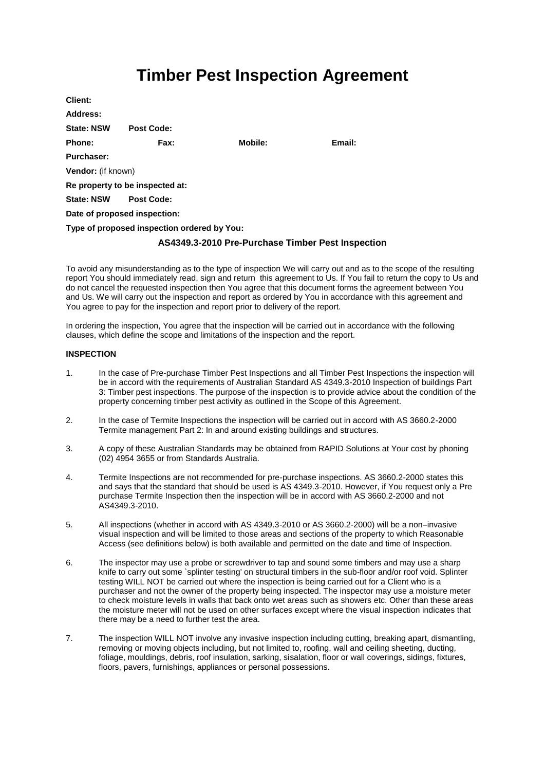# Timber Pest Inspection Agreement

**Client:**

**Address:**

**State: NSW** **Post Code:**

**Phone:** **Fax:** **Mobile:** **Email:**

**Purchaser:**

**Vendor:** (if known)

**Re property to be inspected at:**

**State: NSW** **Post Code:**

**Date of proposed inspection:**

**Type of proposed inspection ordered by You:**

**AS4349.3-2010 Pre-Purchase Timber Pest Inspection**

To avoid any misunderstanding as to the type of inspection We will carry out and as to the scope of the resulting report You should immediately read, sign and return this agreement to Us. If You fail to return the copy to Us and do not cancel the requested inspection then You agree that this document forms the agreement between You and Us. We will carry out the inspection and report as ordered by You in accordance with this agreement and You agree to pay for the inspection and report prior to delivery of the report.

In ordering the inspection, You agree that the inspection will be carried out in accordance with the following clauses, which define the scope and limitations of the inspection and the report.

**INSPECTION**

1. In the case of Pre-purchase Timber Pest Inspections and all Timber Pest Inspections the inspection will be in accord with the requirements of Australian Standard AS 4349.3-2010 Inspection of buildings Part 3: Timber pest inspections. The purpose of the inspection is to provide advice about the condition of the property concerning timber pest activity as outlined in the Scope of this Agreement.

2. In the case of Termite Inspections the inspection will be carried out in accord with AS 3660.2-2000 Termite management Part 2: In and around existing buildings and structures.

3. A copy of these Australian Standards may be obtained from RAPID Solutions at Your cost by phoning (02) 4954 3655 or from Standards Australia.

4. Termite Inspections are not recommended for pre-purchase inspections. AS 3660.2-2000 states this and says that the standard that should be used is AS 4349.3-2010. However, if You request only a Pre purchase Termite Inspection then the inspection will be in accord with AS 3660.2-2000 and not AS4349.3-2010.

5. All inspections (whether in accord with AS 4349.3-2010 or AS 3660.2-2000) will be a non–invasive visual inspection and will be limited to those areas and sections of the property to which Reasonable Access (see definitions below) is both available and permitted on the date and time of Inspection.

6. The inspector may use a probe or screwdriver to tap and sound some timbers and may use a sharp knife to carry out some `splinter testing' on structural timbers in the sub-floor and/or roof void. Splinter testing WILL NOT be carried out where the inspection is being carried out for a Client who is a purchaser and not the owner of the property being inspected. The inspector may use a moisture meter to check moisture levels in walls that back onto wet areas such as showers etc. Other than these areas the moisture meter will not be used on other surfaces except where the visual inspection indicates that there may be a need to further test the area.

7. The inspection WILL NOT involve any invasive inspection including cutting, breaking apart, dismantling, removing or moving objects including, but not limited to, roofing, wall and ceiling sheeting, ducting, foliage, mouldings, debris, roof insulation, sarking, sisalation, floor or wall coverings, sidings, fixtures, floors, pavers, furnishings, appliances or personal possessions.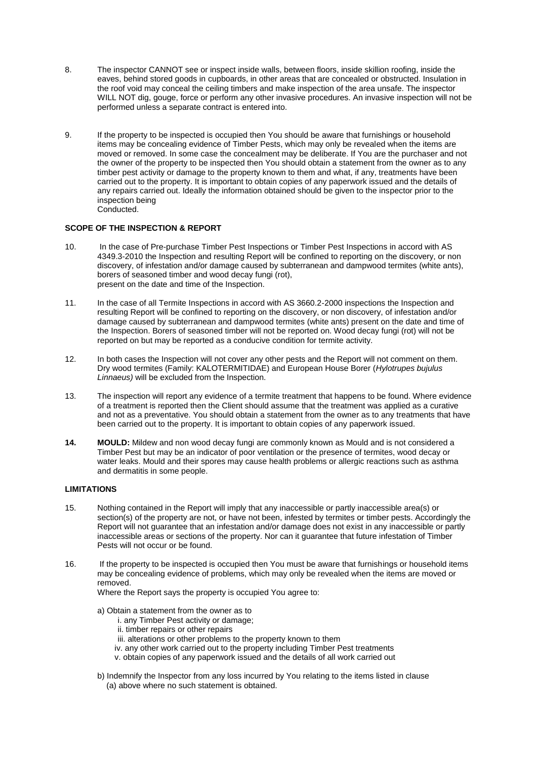8. The inspector CANNOT see or inspect inside walls, between floors, inside skillion roofing, inside the eaves, behind stored goods in cupboards, in other areas that are concealed or obstructed. Insulation in the roof void may conceal the ceiling timbers and make inspection of the area unsafe. The inspector WILL NOT dig, gouge, force or perform any other invasive procedures. An invasive inspection will not be performed unless a separate contract is entered into.

9. If the property to be inspected is occupied then You should be aware that furnishings or household items may be concealing evidence of Timber Pests, which may only be revealed when the items are moved or removed. In some case the concealment may be deliberate. If You are the purchaser and not the owner of the property to be inspected then You should obtain a statement from the owner as to any timber pest activity or damage to the property known to them and what, if any, treatments have been carried out to the property. It is important to obtain copies of any paperwork issued and the details of any repairs carried out. Ideally the information obtained should be given to the inspector prior to the inspection being Conducted.

**SCOPE OF THE INSPECTION & REPORT**

10. In the case of Pre-purchase Timber Pest Inspections or Timber Pest Inspections in accord with AS 4349.3-2010 the Inspection and resulting Report will be confined to reporting on the discovery, or non discovery, of infestation and/or damage caused by subterranean and dampwood termites (white ants), borers of seasoned timber and wood decay fungi (rot), present on the date and time of the Inspection.

11. In the case of all Termite Inspections in accord with AS 3660.2-2000 inspections the Inspection and resulting Report will be confined to reporting on the discovery, or non discovery, of infestation and/or damage caused by subterranean and dampwood termites (white ants) present on the date and time of the Inspection. Borers of seasoned timber will not be reported on. Wood decay fungi (rot) will not be reported on but may be reported as a conducive condition for termite activity.

12. In both cases the Inspection will not cover any other pests and the Report will not comment on them. Dry wood termites (Family: KALOTERMITIDAE) and European House Borer (*Hylotrupes bujulus Linnaeus)* will be excluded from the Inspection.

13. The inspection will report any evidence of a termite treatment that happens to be found. Where evidence of a treatment is reported then the Client should assume that the treatment was applied as a curative and not as a preventative. You should obtain a statement from the owner as to any treatments that have been carried out to the property. It is important to obtain copies of any paperwork issued.

**14.** **MOULD:** Mildew and non wood decay fungi are commonly known as Mould and is not considered a Timber Pest but may be an indicator of poor ventilation or the presence of termites, wood decay or water leaks. Mould and their spores may cause health problems or allergic reactions such as asthma and dermatitis in some people.

**LIMITATIONS**

15. Nothing contained in the Report will imply that any inaccessible or partly inaccessible area(s) or section(s) of the property are not, or have not been, infested by termites or timber pests. Accordingly the Report will not guarantee that an infestation and/or damage does not exist in any inaccessible or partly inaccessible areas or sections of the property. Nor can it guarantee that future infestation of Timber Pests will not occur or be found.

16. If the property to be inspected is occupied then You must be aware that furnishings or household items may be concealing evidence of problems, which may only be revealed when the items are moved or removed.
Where the Report says the property is occupied You agree to:

a) Obtain a statement from the owner as to
   i. any Timber Pest activity or damage;
   ii. timber repairs or other repairs
   iii. alterations or other problems to the property known to them
   iv. any other work carried out to the property including Timber Pest treatments
   v. obtain copies of any paperwork issued and the details of all work carried out

b) Indemnify the Inspector from any loss incurred by You relating to the items listed in clause (a) above where no such statement is obtained.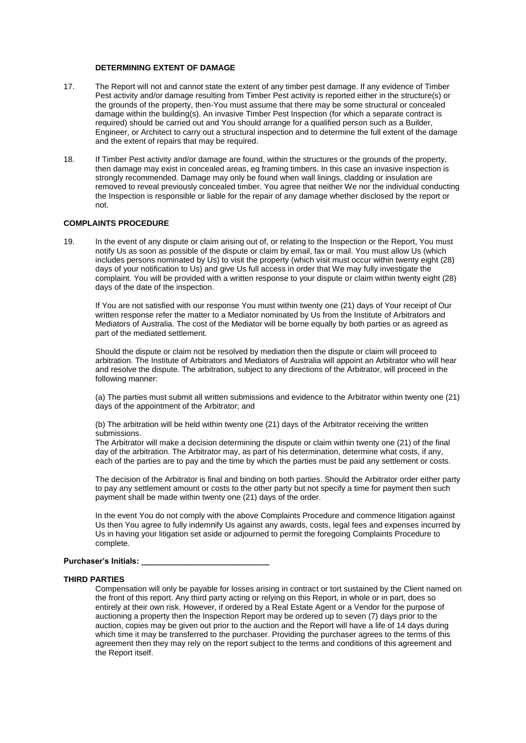### DETERMINING EXTENT OF DAMAGE

17. The Report will not and cannot state the extent of any timber pest damage. If any evidence of Timber Pest activity and/or damage resulting from Timber Pest activity is reported either in the structure(s) or the grounds of the property, then-You must assume that there may be some structural or concealed damage within the building(s). An invasive Timber Pest Inspection (for which a separate contract is required) should be carried out and You should arrange for a qualified person such as a Builder, Engineer, or Architect to carry out a structural inspection and to determine the full extent of the damage and the extent of repairs that may be required.

18. If Timber Pest activity and/or damage are found, within the structures or the grounds of the property, then damage may exist in concealed areas, eg framing timbers. In this case an invasive inspection is strongly recommended. Damage may only be found when wall linings, cladding or insulation are removed to reveal previously concealed timber. You agree that neither We nor the individual conducting the Inspection is responsible or liable for the repair of any damage whether disclosed by the report or not.

### COMPLAINTS PROCEDURE

19. In the event of any dispute or claim arising out of, or relating to the Inspection or the Report, You must notify Us as soon as possible of the dispute or claim by email, fax or mail. You must allow Us (which includes persons nominated by Us) to visit the property (which visit must occur within twenty eight (28) days of your notification to Us) and give Us full access in order that We may fully investigate the complaint. You will be provided with a written response to your dispute or claim within twenty eight (28) days of the date of the inspection.

    If You are not satisfied with our response You must within twenty one (21) days of Your receipt of Our written response refer the matter to a Mediator nominated by Us from the Institute of Arbitrators and Mediators of Australia. The cost of the Mediator will be borne equally by both parties or as agreed as part of the mediated settlement.

    Should the dispute or claim not be resolved by mediation then the dispute or claim will proceed to arbitration. The Institute of Arbitrators and Mediators of Australia will appoint an Arbitrator who will hear and resolve the dispute. The arbitration, subject to any directions of the Arbitrator, will proceed in the following manner:

    (a) The parties must submit all written submissions and evidence to the Arbitrator within twenty one (21) days of the appointment of the Arbitrator; and

    (b) The arbitration will be held within twenty one (21) days of the Arbitrator receiving the written submissions.
    The Arbitrator will make a decision determining the dispute or claim within twenty one (21) of the final day of the arbitration. The Arbitrator may, as part of his determination, determine what costs, if any, each of the parties are to pay and the time by which the parties must be paid any settlement or costs.

    The decision of the Arbitrator is final and binding on both parties. Should the Arbitrator order either party to pay any settlement amount or costs to the other party but not specify a time for payment then such payment shall be made within twenty one (21) days of the order.

    In the event You do not comply with the above Complaints Procedure and commence litigation against Us then You agree to fully indemnify Us against any awards, costs, legal fees and expenses incurred by Us in having your litigation set aside or adjourned to permit the foregoing Complaints Procedure to complete.

**Purchaser's Initials: ____________________________**

### THIRD PARTIES

Compensation will only be payable for losses arising in contract or tort sustained by the Client named on the front of this report. Any third party acting or relying on this Report, in whole or in part, does so entirely at their own risk. However, if ordered by a Real Estate Agent or a Vendor for the purpose of auctioning a property then the Inspection Report may be ordered up to seven (7) days prior to the auction, copies may be given out prior to the auction and the Report will have a life of 14 days during which time it may be transferred to the purchaser. Providing the purchaser agrees to the terms of this agreement then they may rely on the report subject to the terms and conditions of this agreement and the Report itself.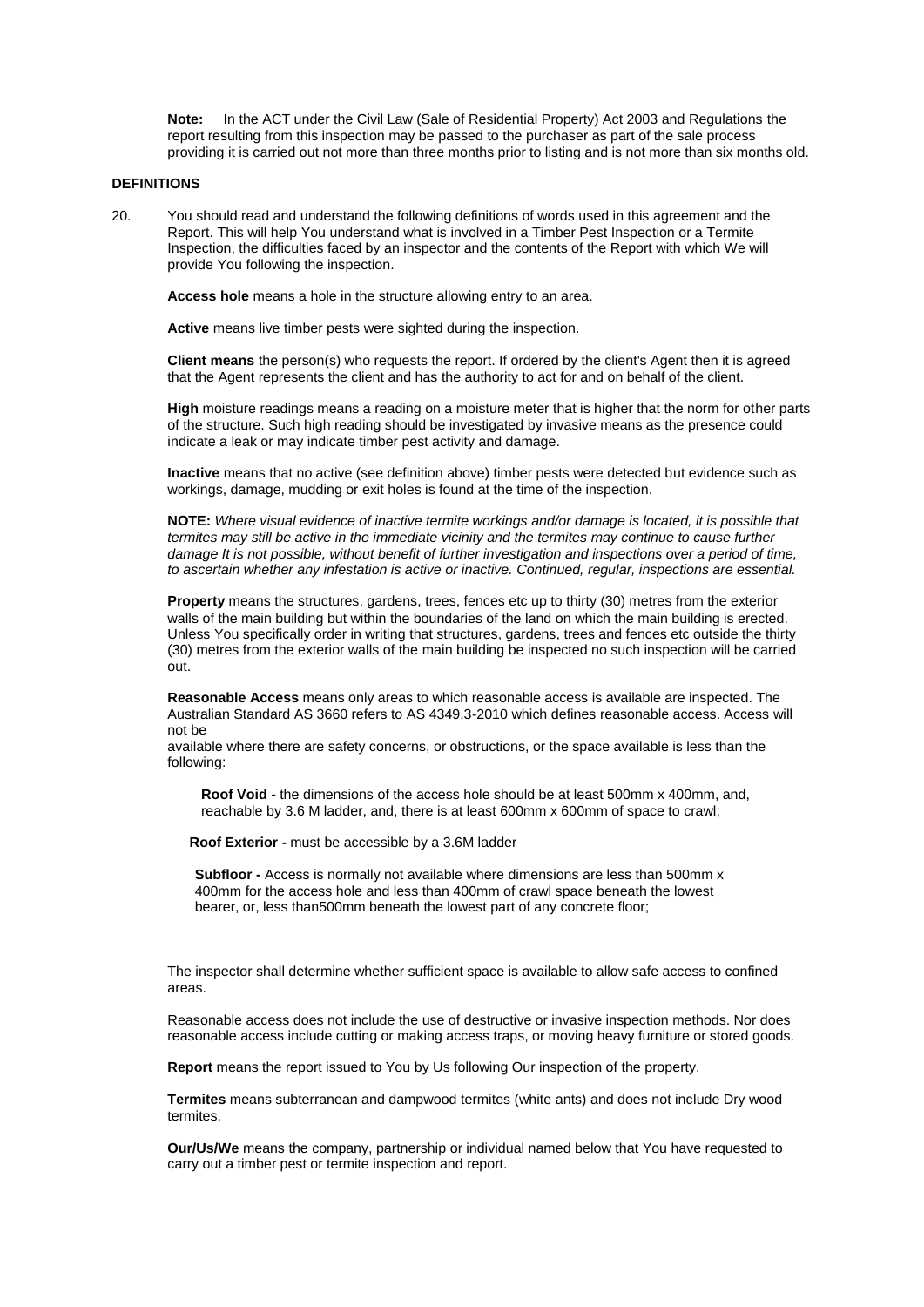**Note:** In the ACT under the Civil Law (Sale of Residential Property) Act 2003 and Regulations the report resulting from this inspection may be passed to the purchaser as part of the sale process providing it is carried out not more than three months prior to listing and is not more than six months old.

**DEFINITIONS**

20. You should read and understand the following definitions of words used in this agreement and the Report. This will help You understand what is involved in a Timber Pest Inspection or a Termite Inspection, the difficulties faced by an inspector and the contents of the Report with which We will provide You following the inspection.

**Access hole** means a hole in the structure allowing entry to an area.

**Active** means live timber pests were sighted during the inspection.

**Client means** the person(s) who requests the report. If ordered by the client's Agent then it is agreed that the Agent represents the client and has the authority to act for and on behalf of the client.

**High** moisture readings means a reading on a moisture meter that is higher that the norm for other parts of the structure. Such high reading should be investigated by invasive means as the presence could indicate a leak or may indicate timber pest activity and damage.

**Inactive** means that no active (see definition above) timber pests were detected but evidence such as workings, damage, mudding or exit holes is found at the time of the inspection.

**NOTE:** *Where visual evidence of inactive termite workings and/or damage is located, it is possible that termites may still be active in the immediate vicinity and the termites may continue to cause further damage It is not possible, without benefit of further investigation and inspections over a period of time, to ascertain whether any infestation is active or inactive. Continued, regular, inspections are essential.*

**Property** means the structures, gardens, trees, fences etc up to thirty (30) metres from the exterior walls of the main building but within the boundaries of the land on which the main building is erected. Unless You specifically order in writing that structures, gardens, trees and fences etc outside the thirty (30) metres from the exterior walls of the main building be inspected no such inspection will be carried out.

**Reasonable Access** means only areas to which reasonable access is available are inspected. The Australian Standard AS 3660 refers to AS 4349.3-2010 which defines reasonable access. Access will not be available where there are safety concerns, or obstructions, or the space available is less than the following:

**Roof Void -** the dimensions of the access hole should be at least 500mm x 400mm, and, reachable by 3.6 M ladder, and, there is at least 600mm x 600mm of space to crawl;

**Roof Exterior -** must be accessible by a 3.6M ladder

**Subfloor -** Access is normally not available where dimensions are less than 500mm x 400mm for the access hole and less than 400mm of crawl space beneath the lowest bearer, or, less than500mm beneath the lowest part of any concrete floor;

The inspector shall determine whether sufficient space is available to allow safe access to confined areas.

Reasonable access does not include the use of destructive or invasive inspection methods. Nor does reasonable access include cutting or making access traps, or moving heavy furniture or stored goods.

**Report** means the report issued to You by Us following Our inspection of the property.

**Termites** means subterranean and dampwood termites (white ants) and does not include Dry wood termites.

**Our/Us/We** means the company, partnership or individual named below that You have requested to carry out a timber pest or termite inspection and report.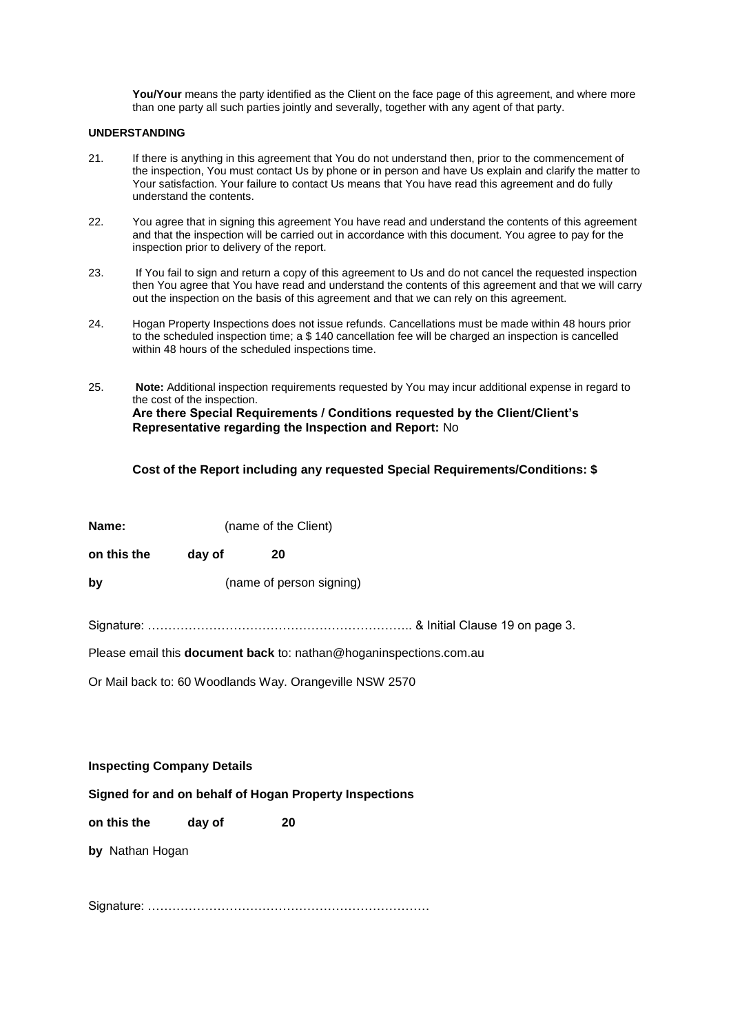**You/Your** means the party identified as the Client on the face page of this agreement, and where more than one party all such parties jointly and severally, together with any agent of that party.

**UNDERSTANDING**

21. If there is anything in this agreement that You do not understand then, prior to the commencement of the inspection, You must contact Us by phone or in person and have Us explain and clarify the matter to Your satisfaction. Your failure to contact Us means that You have read this agreement and do fully understand the contents.

22. You agree that in signing this agreement You have read and understand the contents of this agreement and that the inspection will be carried out in accordance with this document. You agree to pay for the inspection prior to delivery of the report.

23. If You fail to sign and return a copy of this agreement to Us and do not cancel the requested inspection then You agree that You have read and understand the contents of this agreement and that we will carry out the inspection on the basis of this agreement and that we can rely on this agreement.

24. Hogan Property Inspections does not issue refunds. Cancellations must be made within 48 hours prior to the scheduled inspection time; a $ 140 cancellation fee will be charged an inspection is cancelled within 48 hours of the scheduled inspections time.

25. **Note:** Additional inspection requirements requested by You may incur additional expense in regard to the cost of the inspection.
**Are there Special Requirements / Conditions requested by the Client/Client's Representative regarding the Inspection and Report:** No

**Cost of the Report including any requested Special Requirements/Conditions: $**

**Name:** (name of the Client)

**on this the day of 20**

**by** (name of person signing)

Signature: ……………………………………………………….. & Initial Clause 19 on page 3.

Please email this **document back** to: nathan@hoganinspections.com.au

Or Mail back to: 60 Woodlands Way. Orangeville NSW 2570

**Inspecting Company Details**

**Signed for and on behalf of Hogan Property Inspections**

**on this the day of 20**

**by** Nathan Hogan

Signature: ……………………………………………………………